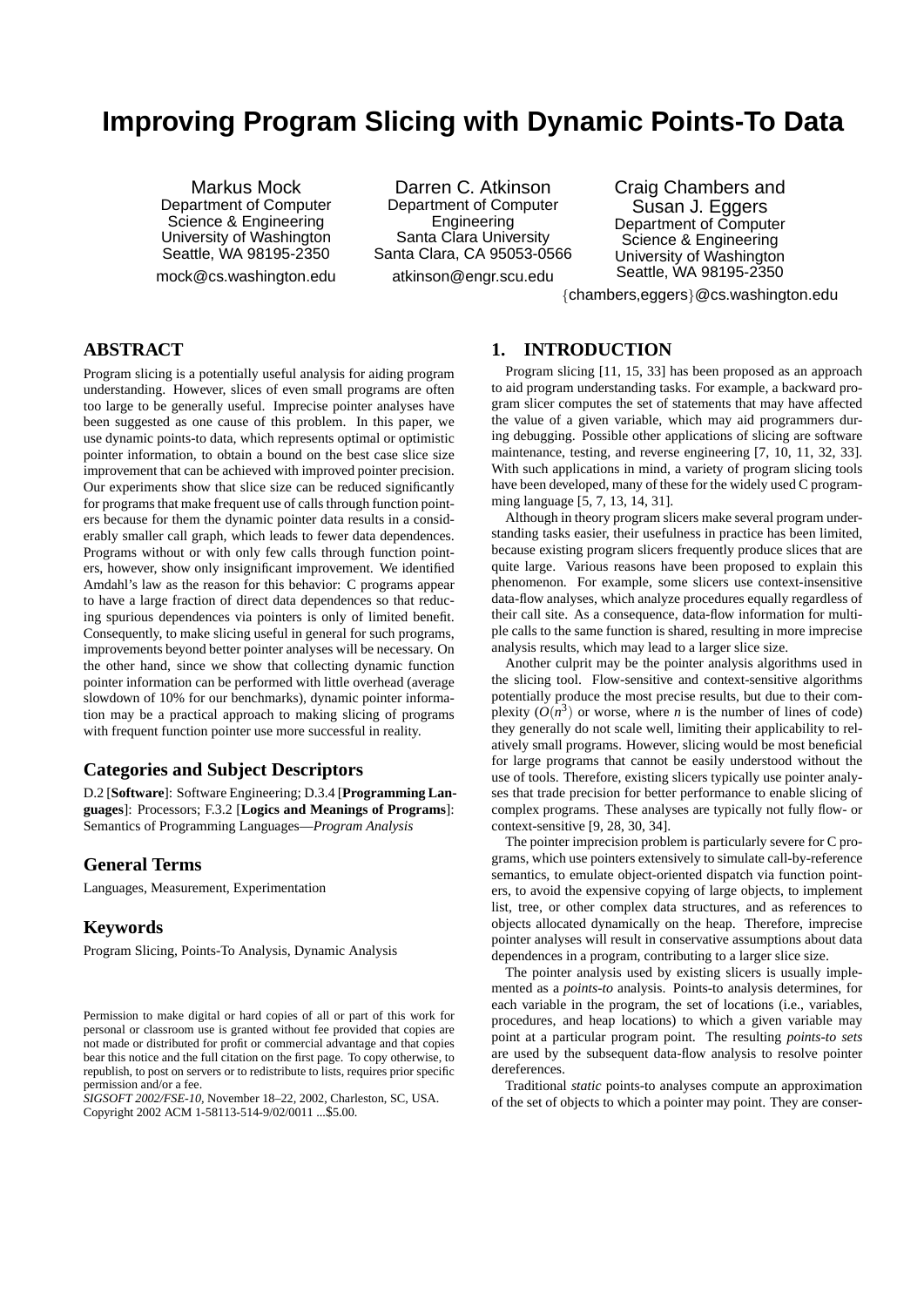# Improving Program Slicing with Dynamic Points-To Data

Markus Mock
Department of Computer Science & Engineering
University of Washington
Seattle, WA 98195-2350
mock@cs.washington.edu

Darren C. Atkinson
Department of Computer Engineering
Santa Clara University
Santa Clara, CA 95053-0566
atkinson@engr.scu.edu

Craig Chambers and Susan J. Eggers
Department of Computer Science & Engineering
University of Washington
Seattle, WA 98195-2350
{chambers,eggers}@cs.washington.edu

## ABSTRACT

Program slicing is a potentially useful analysis for aiding program understanding. However, slices of even small programs are often too large to be generally useful. Imprecise pointer analyses have been suggested as one cause of this problem. In this paper, we use dynamic points-to data, which represents optimal or optimistic pointer information, to obtain a bound on the best case slice size improvement that can be achieved with improved pointer precision. Our experiments show that slice size can be reduced significantly for programs that make frequent use of calls through function pointers because for them the dynamic pointer data results in a considerably smaller call graph, which leads to fewer data dependences. Programs without or with only few calls through function pointers, however, show only insignificant improvement. We identified Amdahl's law as the reason for this behavior: C programs appear to have a large fraction of direct data dependences so that reducing spurious dependences via pointers is only of limited benefit. Consequently, to make slicing useful in general for such programs, improvements beyond better pointer analyses will be necessary. On the other hand, since we show that collecting dynamic function pointer information can be performed with little overhead (average slowdown of 10% for our benchmarks), dynamic pointer information may be a practical approach to making slicing of programs with frequent function pointer use more successful in reality.

### Categories and Subject Descriptors

D.2 [**Software**]: Software Engineering; D.3.4 [**Programming Languages**]: Processors; F.3.2 [**Logics and Meanings of Programs**]: Semantics of Programming Languages—*Program Analysis*

### General Terms

Languages, Measurement, Experimentation

### Keywords

Program Slicing, Points-To Analysis, Dynamic Analysis

Permission to make digital or hard copies of all or part of this work for personal or classroom use is granted without fee provided that copies are not made or distributed for profit or commercial advantage and that copies bear this notice and the full citation on the first page. To copy otherwise, to republish, to post on servers or to redistribute to lists, requires prior specific permission and/or a fee.
*SIGSOFT 2002/FSE-10,* November 18–22, 2002, Charleston, SC, USA.
Copyright 2002 ACM 1-58113-514-9/02/0011 ...$5.00.

## 1. INTRODUCTION

Program slicing [11, 15, 33] has been proposed as an approach to aid program understanding tasks. For example, a backward program slicer computes the set of statements that may have affected the value of a given variable, which may aid programmers during debugging. Possible other applications of slicing are software maintenance, testing, and reverse engineering [7, 10, 11, 32, 33]. With such applications in mind, a variety of program slicing tools have been developed, many of these for the widely used C programming language [5, 7, 13, 14, 31].

Although in theory program slicers make several program understanding tasks easier, their usefulness in practice has been limited, because existing program slicers frequently produce slices that are quite large. Various reasons have been proposed to explain this phenomenon. For example, some slicers use context-insensitive data-flow analyses, which analyze procedures equally regardless of their call site. As a consequence, data-flow information for multiple calls to the same function is shared, resulting in more imprecise analysis results, which may lead to a larger slice size.

Another culprit may be the pointer analysis algorithms used in the slicing tool. Flow-sensitive and context-sensitive algorithms potentially produce the most precise results, but due to their complexity ($O(n^3)$ or worse, where $n$ is the number of lines of code) they generally do not scale well, limiting their applicability to relatively small programs. However, slicing would be most beneficial for large programs that cannot be easily understood without the use of tools. Therefore, existing slicers typically use pointer analyses that trade precision for better performance to enable slicing of complex programs. These analyses are typically not fully flow- or context-sensitive [9, 28, 30, 34].

The pointer imprecision problem is particularly severe for C programs, which use pointers extensively to simulate call-by-reference semantics, to emulate object-oriented dispatch via function pointers, to avoid the expensive copying of large objects, to implement list, tree, or other complex data structures, and as references to objects allocated dynamically on the heap. Therefore, imprecise pointer analyses will result in conservative assumptions about data dependences in a program, contributing to a larger slice size.

The pointer analysis used by existing slicers is usually implemented as a *points-to* analysis. Points-to analysis determines, for each variable in the program, the set of locations (i.e., variables, procedures, and heap locations) to which a given variable may point at a particular program point. The resulting *points-to sets* are used by the subsequent data-flow analysis to resolve pointer dereferences.

Traditional *static* points-to analyses compute an approximation of the set of objects to which a pointer may point. They are conser-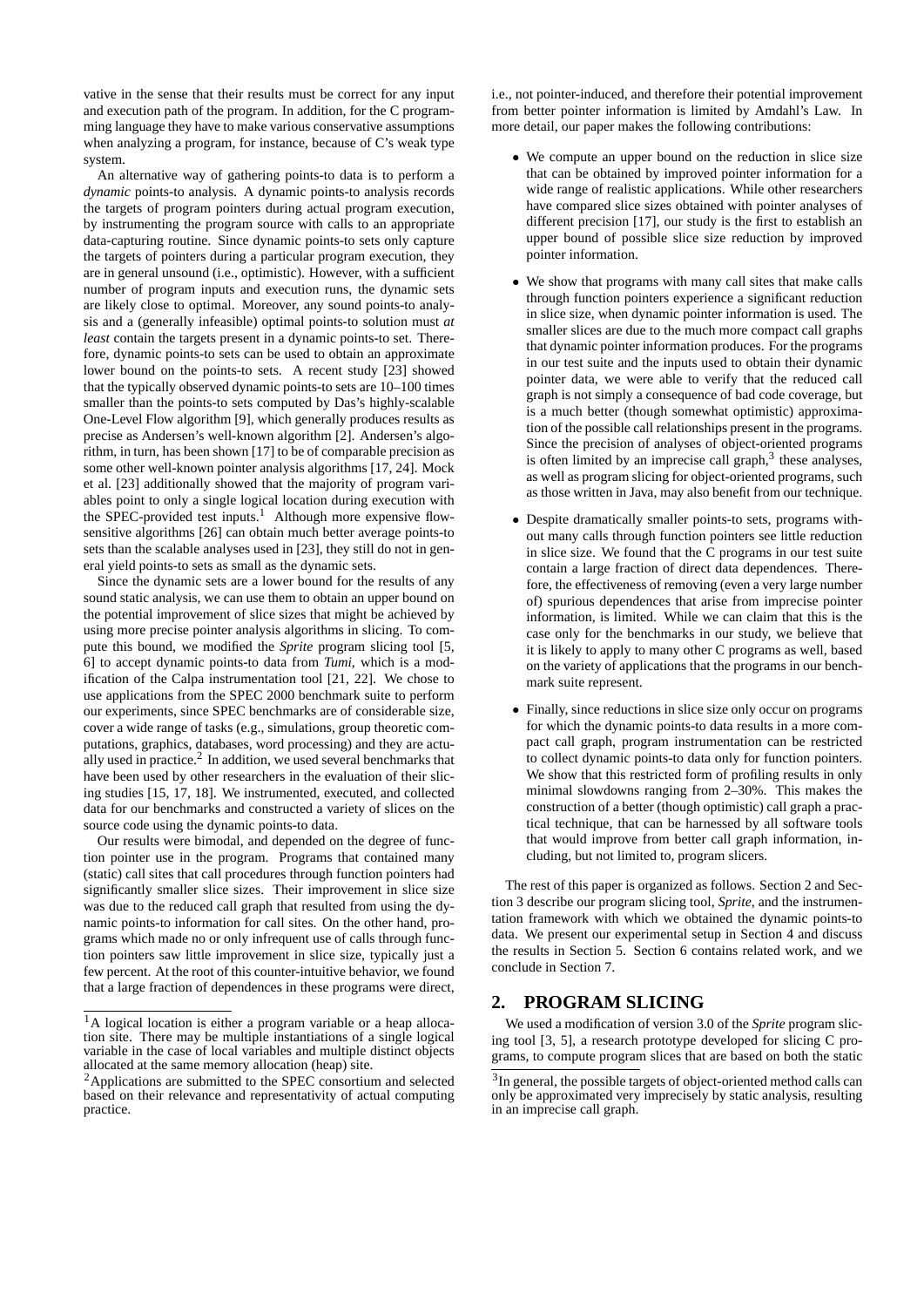vative in the sense that their results must be correct for any input and execution path of the program. In addition, for the C programming language they have to make various conservative assumptions when analyzing a program, for instance, because of C's weak type system.

An alternative way of gathering points-to data is to perform a *dynamic* points-to analysis. A dynamic points-to analysis records the targets of program pointers during actual program execution, by instrumenting the program source with calls to an appropriate data-capturing routine. Since dynamic points-to sets only capture the targets of pointers during a particular program execution, they are in general unsound (i.e., optimistic). However, with a sufficient number of program inputs and execution runs, the dynamic sets are likely close to optimal. Moreover, any sound points-to analysis and a (generally infeasible) optimal points-to solution must *at least* contain the targets present in a dynamic points-to set. Therefore, dynamic points-to sets can be used to obtain an approximate lower bound on the points-to sets. A recent study [23] showed that the typically observed dynamic points-to sets are 10–100 times smaller than the points-to sets computed by Das's highly-scalable One-Level Flow algorithm [9], which generally produces results as precise as Andersen's well-known algorithm [2]. Andersen's algorithm, in turn, has been shown [17] to be of comparable precision as some other well-known pointer analysis algorithms [17, 24]. Mock et al. [23] additionally showed that the majority of program variables point to only a single logical location during execution with the SPEC-provided test inputs.[1] Although more expensive flow-sensitive algorithms [26] can obtain much better average points-to sets than the scalable analyses used in [23], they still do not in general yield points-to sets as small as the dynamic sets.

Since the dynamic sets are a lower bound for the results of any sound static analysis, we can use them to obtain an upper bound on the potential improvement of slice sizes that might be achieved by using more precise pointer analysis algorithms in slicing. To compute this bound, we modified the *Sprite* program slicing tool [5, 6] to accept dynamic points-to data from *Tumi*, which is a modification of the Calpa instrumentation tool [21, 22]. We chose to use applications from the SPEC 2000 benchmark suite to perform our experiments, since SPEC benchmarks are of considerable size, cover a wide range of tasks (e.g., simulations, group theoretic computations, graphics, databases, word processing) and they are actually used in practice.[2] In addition, we used several benchmarks that have been used by other researchers in the evaluation of their slicing studies [15, 17, 18]. We instrumented, executed, and collected data for our benchmarks and constructed a variety of slices on the source code using the dynamic points-to data.

Our results were bimodal, and depended on the degree of function pointer use in the program. Programs that contained many (static) call sites that call procedures through function pointers had significantly smaller slice sizes. Their improvement in slice size was due to the reduced call graph that resulted from using the dynamic points-to information for call sites. On the other hand, programs which made no or only infrequent use of calls through function pointers saw little improvement in slice size, typically just a few percent. At the root of this counter-intuitive behavior, we found that a large fraction of dependences in these programs were direct, i.e., not pointer-induced, and therefore their potential improvement from better pointer information is limited by Amdahl's Law. In more detail, our paper makes the following contributions:

- We compute an upper bound on the reduction in slice size that can be obtained by improved pointer information for a wide range of realistic applications. While other researchers have compared slice sizes obtained with pointer analyses of different precision [17], our study is the first to establish an upper bound of possible slice size reduction by improved pointer information.
- We show that programs with many call sites that make calls through function pointers experience a significant reduction in slice size, when dynamic pointer information is used. The smaller slices are due to the much more compact call graphs that dynamic pointer information produces. For the programs in our test suite and the inputs used to obtain their dynamic pointer data, we were able to verify that the reduced call graph is not simply a consequence of bad code coverage, but is a much better (though somewhat optimistic) approximation of the possible call relationships present in the programs. Since the precision of analyses of object-oriented programs is often limited by an imprecise call graph,[3] these analyses, as well as program slicing for object-oriented programs, such as those written in Java, may also benefit from our technique.
- Despite dramatically smaller points-to sets, programs without many calls through function pointers see little reduction in slice size. We found that the C programs in our test suite contain a large fraction of direct data dependences. Therefore, the effectiveness of removing (even a very large number of) spurious dependences that arise from imprecise pointer information, is limited. While we can claim that this is the case only for the benchmarks in our study, we believe that it is likely to apply to many other C programs as well, based on the variety of applications that the programs in our benchmark suite represent.
- Finally, since reductions in slice size only occur on programs for which the dynamic points-to data results in a more compact call graph, program instrumentation can be restricted to collect dynamic points-to data only for function pointers. We show that this restricted form of profiling results in only minimal slowdowns ranging from 2–30%. This makes the construction of a better (though optimistic) call graph a practical technique, that can be harnessed by all software tools that would improve from better call graph information, including, but not limited to, program slicers.

The rest of this paper is organized as follows. Section 2 and Section 3 describe our program slicing tool, *Sprite*, and the instrumentation framework with which we obtained the dynamic points-to data. We present our experimental setup in Section 4 and discuss the results in Section 5. Section 6 contains related work, and we conclude in Section 7.

## 2. PROGRAM SLICING

We used a modification of version 3.0 of the *Sprite* program slicing tool [3, 5], a research prototype developed for slicing C programs, to compute program slices that are based on both the static

[1] A logical location is either a program variable or a heap allocation site. There may be multiple instantiations of a single logical variable in the case of local variables and multiple distinct objects allocated at the same memory allocation (heap) site.

[2] Applications are submitted to the SPEC consortium and selected based on their relevance and representativity of actual computing practice.

[3] In general, the possible targets of object-oriented method calls can only be approximated very imprecisely by static analysis, resulting in an imprecise call graph.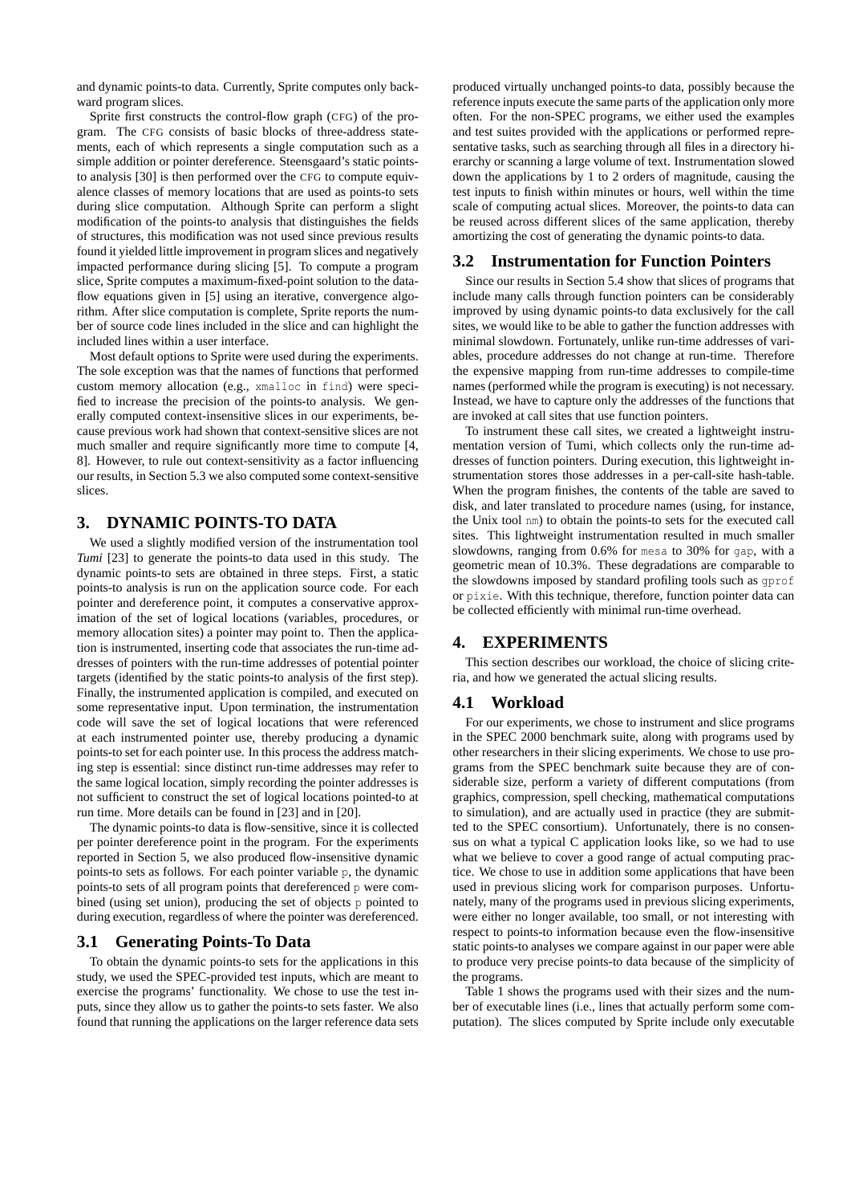and dynamic points-to data. Currently, Sprite computes only backward program slices.

Sprite first constructs the control-flow graph (CFG) of the program. The CFG consists of basic blocks of three-address statements, each of which represents a single computation such as a simple addition or pointer dereference. Steensgaard's static points-to analysis [30] is then performed over the CFG to compute equivalence classes of memory locations that are used as points-to sets during slice computation. Although Sprite can perform a slight modification of the points-to analysis that distinguishes the fields of structures, this modification was not used since previous results found it yielded little improvement in program slices and negatively impacted performance during slicing [5]. To compute a program slice, Sprite computes a maximum-fixed-point solution to the dataflow equations given in [5] using an iterative, convergence algorithm. After slice computation is complete, Sprite reports the number of source code lines included in the slice and can highlight the included lines within a user interface.

Most default options to Sprite were used during the experiments. The sole exception was that the names of functions that performed custom memory allocation (e.g., `xmalloc` in `find`) were specified to increase the precision of the points-to analysis. We generally computed context-insensitive slices in our experiments, because previous work had shown that context-sensitive slices are not much smaller and require significantly more time to compute [4, 8]. However, to rule out context-sensitivity as a factor influencing our results, in Section 5.3 we also computed some context-sensitive slices.

## 3. DYNAMIC POINTS-TO DATA

We used a slightly modified version of the instrumentation tool *Tumi* [23] to generate the points-to data used in this study. The dynamic points-to sets are obtained in three steps. First, a static points-to analysis is run on the application source code. For each pointer and dereference point, it computes a conservative approximation of the set of logical locations (variables, procedures, or memory allocation sites) a pointer may point to. Then the application is instrumented, inserting code that associates the run-time addresses of pointers with the run-time addresses of potential pointer targets (identified by the static points-to analysis of the first step). Finally, the instrumented application is compiled, and executed on some representative input. Upon termination, the instrumentation code will save the set of logical locations that were referenced at each instrumented pointer use, thereby producing a dynamic points-to set for each pointer use. In this process the address matching step is essential: since distinct run-time addresses may refer to the same logical location, simply recording the pointer addresses is not sufficient to construct the set of logical locations pointed-to at run time. More details can be found in [23] and in [20].

The dynamic points-to data is flow-sensitive, since it is collected per pointer dereference point in the program. For the experiments reported in Section 5, we also produced flow-insensitive dynamic points-to sets as follows. For each pointer variable `p`, the dynamic points-to sets of all program points that dereferenced `p` were combined (using set union), producing the set of objects `p` pointed to during execution, regardless of where the pointer was dereferenced.

### 3.1 Generating Points-To Data

To obtain the dynamic points-to sets for the applications in this study, we used the SPEC-provided test inputs, which are meant to exercise the programs' functionality. We chose to use the test inputs, since they allow us to gather the points-to sets faster. We also found that running the applications on the larger reference data sets produced virtually unchanged points-to data, possibly because the reference inputs execute the same parts of the application only more often. For the non-SPEC programs, we either used the examples and test suites provided with the applications or performed representative tasks, such as searching through all files in a directory hierarchy or scanning a large volume of text. Instrumentation slowed down the applications by 1 to 2 orders of magnitude, causing the test inputs to finish within minutes or hours, well within the time scale of computing actual slices. Moreover, the points-to data can be reused across different slices of the same application, thereby amortizing the cost of generating the dynamic points-to data.

### 3.2 Instrumentation for Function Pointers

Since our results in Section 5.4 show that slices of programs that include many calls through function pointers can be considerably improved by using dynamic points-to data exclusively for the call sites, we would like to be able to gather the function addresses with minimal slowdown. Fortunately, unlike run-time addresses of variables, procedure addresses do not change at run-time. Therefore the expensive mapping from run-time addresses to compile-time names (performed while the program is executing) is not necessary. Instead, we have to capture only the addresses of the functions that are invoked at call sites that use function pointers.

To instrument these call sites, we created a lightweight instrumentation version of Tumi, which collects only the run-time addresses of function pointers. During execution, this lightweight instrumentation stores those addresses in a per-call-site hash-table. When the program finishes, the contents of the table are saved to disk, and later translated to procedure names (using, for instance, the Unix tool `nm`) to obtain the points-to sets for the executed call sites. This lightweight instrumentation resulted in much smaller slowdowns, ranging from 0.6% for `mesa` to 30% for `gap`, with a geometric mean of 10.3%. These degradations are comparable to the slowdowns imposed by standard profiling tools such as `gprof` or `pixie`. With this technique, therefore, function pointer data can be collected efficiently with minimal run-time overhead.

## 4. EXPERIMENTS

This section describes our workload, the choice of slicing criteria, and how we generated the actual slicing results.

### 4.1 Workload

For our experiments, we chose to instrument and slice programs in the SPEC 2000 benchmark suite, along with programs used by other researchers in their slicing experiments. We chose to use programs from the SPEC benchmark suite because they are of considerable size, perform a variety of different computations (from graphics, compression, spell checking, mathematical computations to simulation), and are actually used in practice (they are submitted to the SPEC consortium). Unfortunately, there is no consensus on what a typical C application looks like, so we had to use what we believe to cover a good range of actual computing practice. We chose to use in addition some applications that have been used in previous slicing work for comparison purposes. Unfortunately, many of the programs used in previous slicing experiments, were either no longer available, too small, or not interesting with respect to points-to information because even the flow-insensitive static points-to analyses we compare against in our paper were able to produce very precise points-to data because of the simplicity of the programs.

Table 1 shows the programs used with their sizes and the number of executable lines (i.e., lines that actually perform some computation). The slices computed by Sprite include only executable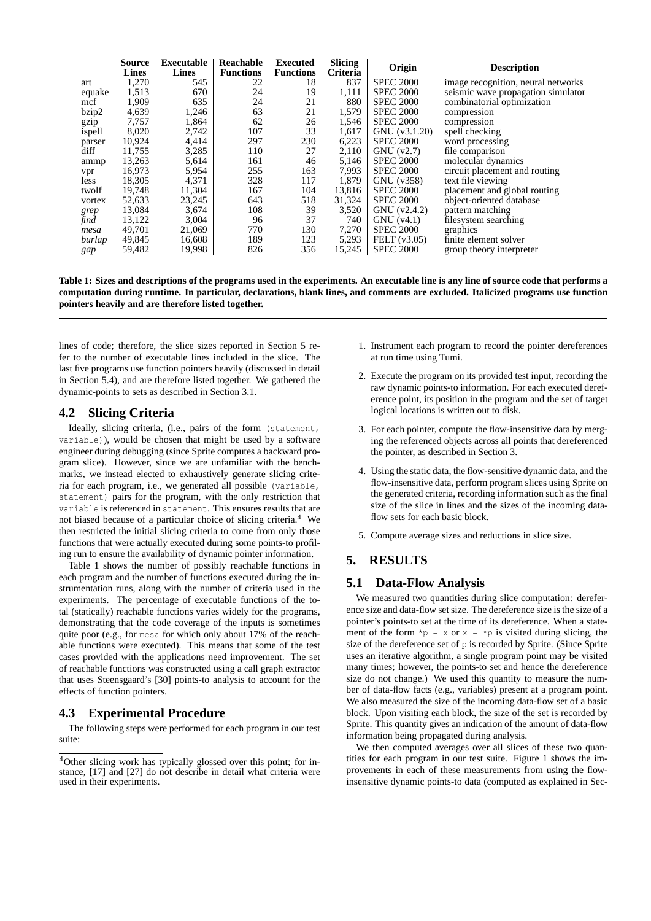|  | Source Lines | Executable Lines | Reachable Functions | Executed Functions | Slicing Criteria | Origin | Description |
|---|---|---|---|---|---|---|---|
| art | 1,270 | 545 | 22 | 18 | 837 | SPEC 2000 | image recognition, neural networks |
| equake | 1,513 | 670 | 24 | 19 | 1,111 | SPEC 2000 | seismic wave propagation simulator |
| mcf | 1,909 | 635 | 24 | 21 | 880 | SPEC 2000 | combinatorial optimization |
| bzip2 | 4,639 | 1,246 | 63 | 21 | 1,579 | SPEC 2000 | compression |
| gzip | 7,757 | 1,864 | 62 | 26 | 1,546 | SPEC 2000 | compression |
| ispell | 8,020 | 2,742 | 107 | 33 | 1,617 | GNU (v3.1.20) | spell checking |
| parser | 10,924 | 4,414 | 297 | 230 | 6,223 | SPEC 2000 | word processing |
| diff | 11,755 | 3,285 | 110 | 27 | 2,110 | GNU (v2.7) | file comparison |
| ammp | 13,263 | 5,614 | 161 | 46 | 5,146 | SPEC 2000 | molecular dynamics |
| vpr | 16,973 | 5,954 | 255 | 163 | 7,993 | SPEC 2000 | circuit placement and routing |
| less | 18,305 | 4,371 | 328 | 117 | 1,879 | GNU (v358) | text file viewing |
| twolf | 19,748 | 11,304 | 167 | 104 | 13,816 | SPEC 2000 | placement and global routing |
| vortex | 52,633 | 23,245 | 643 | 518 | 31,324 | SPEC 2000 | object-oriented database |
| *grep* | 13,084 | 3,674 | 108 | 39 | 3,520 | GNU (v2.4.2) | pattern matching |
| *find* | 13,122 | 3,004 | 96 | 37 | 740 | GNU (v4.1) | filesystem searching |
| *mesa* | 49,701 | 21,069 | 770 | 130 | 7,270 | SPEC 2000 | graphics |
| *burlap* | 49,845 | 16,608 | 189 | 123 | 5,293 | FELT (v3.05) | finite element solver |
| *gap* | 59,482 | 19,998 | 826 | 356 | 15,245 | SPEC 2000 | group theory interpreter |

**Table 1: Sizes and descriptions of the programs used in the experiments. An executable line is any line of source code that performs a computation during runtime. In particular, declarations, blank lines, and comments are excluded. Italicized programs use function pointers heavily and are therefore listed together.**

lines of code; therefore, the slice sizes reported in Section 5 refer to the number of executable lines included in the slice. The last five programs use function pointers heavily (discussed in detail in Section 5.4), and are therefore listed together. We gathered the dynamic-points to sets as described in Section 3.1.

## 4.2 Slicing Criteria

Ideally, slicing criteria, (i.e., pairs of the form `(statement, variable)`), would be chosen that might be used by a software engineer during debugging (since Sprite computes a backward program slice). However, since we are unfamiliar with the benchmarks, we instead elected to exhaustively generate slicing criteria for each program, i.e., we generated all possible `(variable, statement)` pairs for the program, with the only restriction that `variable` is referenced in `statement`. This ensures results that are not biased because of a particular choice of slicing criteria.[4] We then restricted the initial slicing criteria to come from only those functions that were actually executed during some points-to profiling run to ensure the availability of dynamic pointer information.

Table 1 shows the number of possibly reachable functions in each program and the number of functions executed during the instrumentation runs, along with the number of criteria used in the experiments. The percentage of executable functions of the total (statically) reachable functions varies widely for the programs, demonstrating that the code coverage of the inputs is sometimes quite poor (e.g., for `mesa` for which only about 17% of the reachable functions were executed). This means that some of the test cases provided with the applications need improvement. The set of reachable functions was constructed using a call graph extractor that uses Steensgaard's [30] points-to analysis to account for the effects of function pointers.

## 4.3 Experimental Procedure

The following steps were performed for each program in our test suite:

1. Instrument each program to record the pointer dereferences at run time using Tumi.
2. Execute the program on its provided test input, recording the raw dynamic points-to information. For each executed dereference point, its position in the program and the set of target logical locations is written out to disk.
3. For each pointer, compute the flow-insensitive data by merging the referenced objects across all points that dereferenced the pointer, as described in Section 3.
4. Using the static data, the flow-sensitive dynamic data, and the flow-insensitive data, perform program slices using Sprite on the generated criteria, recording information such as the final size of the slice in lines and the sizes of the incoming data-flow sets for each basic block.
5. Compute average sizes and reductions in slice size.

# 5. RESULTS

## 5.1 Data-Flow Analysis

We measured two quantities during slice computation: dereference size and data-flow set size. The dereference size is the size of a pointer's points-to set at the time of its dereference. When a statement of the form `*p = x` or `x = *p` is visited during slicing, the size of the dereference set of `p` is recorded by Sprite. (Since Sprite uses an iterative algorithm, a single program point may be visited many times; however, the points-to set and hence the dereference size do not change.) We used this quantity to measure the number of data-flow facts (e.g., variables) present at a program point. We also measured the size of the incoming data-flow set of a basic block. Upon visiting each block, the size of the set is recorded by Sprite. This quantity gives an indication of the amount of data-flow information being propagated during analysis.

We then computed averages over all slices of these two quantities for each program in our test suite. Figure 1 shows the improvements in each of these measurements from using the flow-insensitive dynamic points-to data (computed as explained in Sec-

[4] Other slicing work has typically glossed over this point; for instance, [17] and [27] do not describe in detail what criteria were used in their experiments.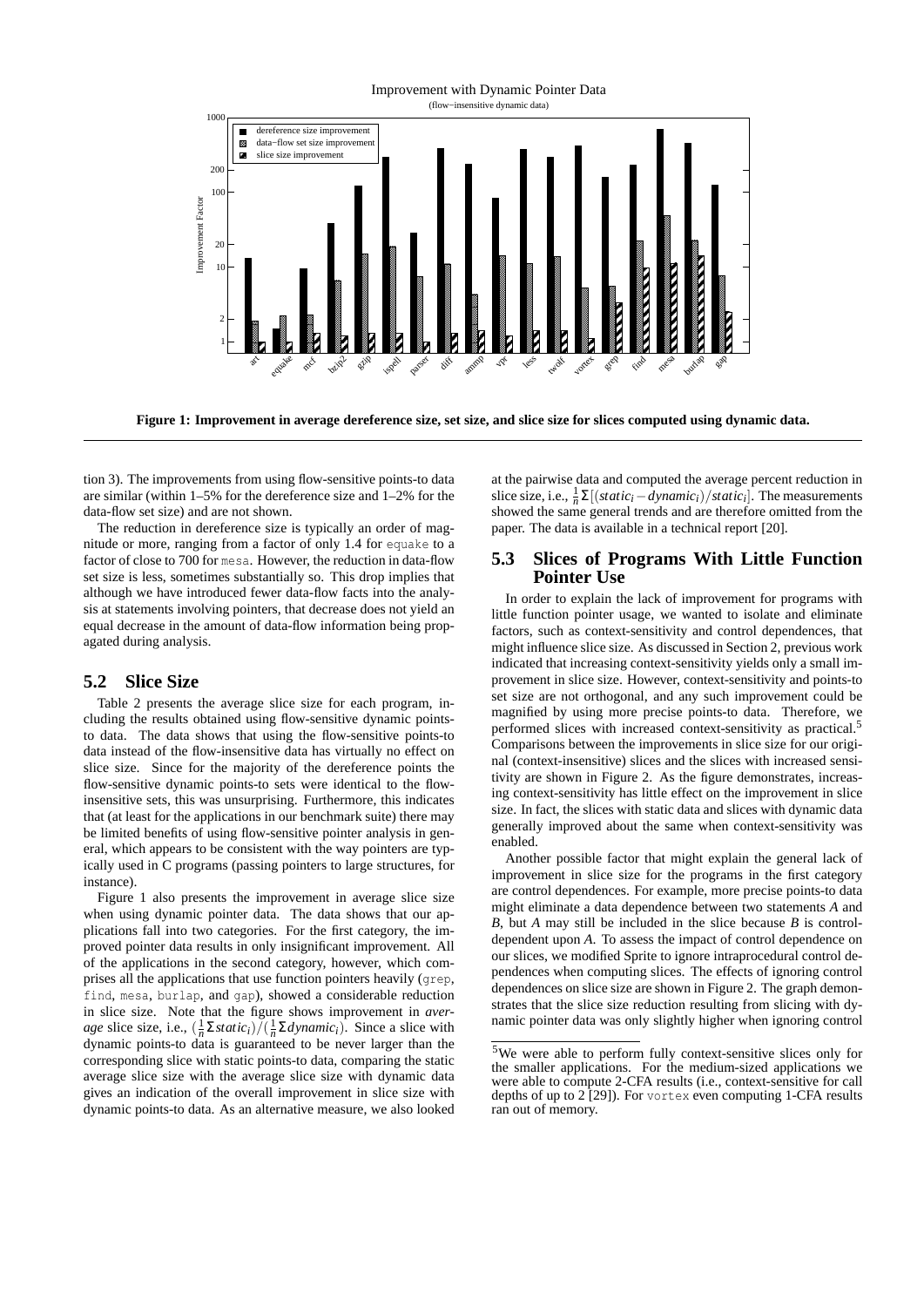**Figure 1: Improvement in average dereference size, set size, and slice size for slices computed using dynamic data.**

tion 3). The improvements from using flow-sensitive points-to data are similar (within 1–5% for the dereference size and 1–2% for the data-flow set size) and are not shown.

The reduction in dereference size is typically an order of magnitude or more, ranging from a factor of only 1.4 for equake to a factor of close to 700 for mesa. However, the reduction in data-flow set size is less, sometimes substantially so. This drop implies that although we have introduced fewer data-flow facts into the analysis at statements involving pointers, that decrease does not yield an equal decrease in the amount of data-flow information being propagated during analysis.

## 5.2 Slice Size

Table 2 presents the average slice size for each program, including the results obtained using flow-sensitive dynamic points-to data. The data shows that using the flow-sensitive points-to data instead of the flow-insensitive data has virtually no effect on slice size. Since for the majority of the dereference points the flow-sensitive dynamic points-to sets were identical to the flow-insensitive sets, this was unsurprising. Furthermore, this indicates that (at least for the applications in our benchmark suite) there may be limited benefits of using flow-sensitive pointer analysis in general, which appears to be consistent with the way pointers are typically used in C programs (passing pointers to large structures, for instance).

Figure 1 also presents the improvement in average slice size when using dynamic pointer data. The data shows that our applications fall into two categories. For the first category, the improved pointer data results in only insignificant improvement. All of the applications in the second category, however, which comprises all the applications that use function pointers heavily (grep, find, mesa, burlap, and gap), showed a considerable reduction in slice size. Note that the figure shows improvement in *average* slice size, i.e., $(\frac{1}{n}\Sigma static_i)/(\frac{1}{n}\Sigma dynamic_i)$. Since a slice with dynamic points-to data is guaranteed to be never larger than the corresponding slice with static points-to data, comparing the static average slice size with the average slice size with dynamic data gives an indication of the overall improvement in slice size with dynamic points-to data. As an alternative measure, we also looked at the pairwise data and computed the average percent reduction in slice size, i.e., $\frac{1}{n}\Sigma[(static_i - dynamic_i)/static_i]$. The measurements showed the same general trends and are therefore omitted from the paper. The data is available in a technical report [20].

## 5.3 Slices of Programs With Little Function Pointer Use

In order to explain the lack of improvement for programs with little function pointer usage, we wanted to isolate and eliminate factors, such as context-sensitivity and control dependences, that might influence slice size. As discussed in Section 2, previous work indicated that increasing context-sensitivity yields only a small improvement in slice size. However, context-sensitivity and points-to set size are not orthogonal, and any such improvement could be magnified by using more precise points-to data. Therefore, we performed slices with increased context-sensitivity as practical.[5] Comparisons between the improvements in slice size for our original (context-insensitive) slices and the slices with increased sensitivity are shown in Figure 2. As the figure demonstrates, increasing context-sensitivity has little effect on the improvement in slice size. In fact, the slices with static data and slices with dynamic data generally improved about the same when context-sensitivity was enabled.

Another possible factor that might explain the general lack of improvement in slice size for the programs in the first category are control dependences. For example, more precise points-to data might eliminate a data dependence between two statements *A* and *B*, but *A* may still be included in the slice because *B* is control-dependent upon *A*. To assess the impact of control dependence on our slices, we modified Sprite to ignore intraprocedural control dependences when computing slices. The effects of ignoring control dependences on slice size are shown in Figure 2. The graph demonstrates that the slice size reduction resulting from slicing with dynamic pointer data was only slightly higher when ignoring control

[5] We were able to perform fully context-sensitive slices only for the smaller applications. For the medium-sized applications we were able to compute 2-CFA results (i.e., context-sensitive for call depths of up to 2 [29]). For vortex even computing 1-CFA results ran out of memory.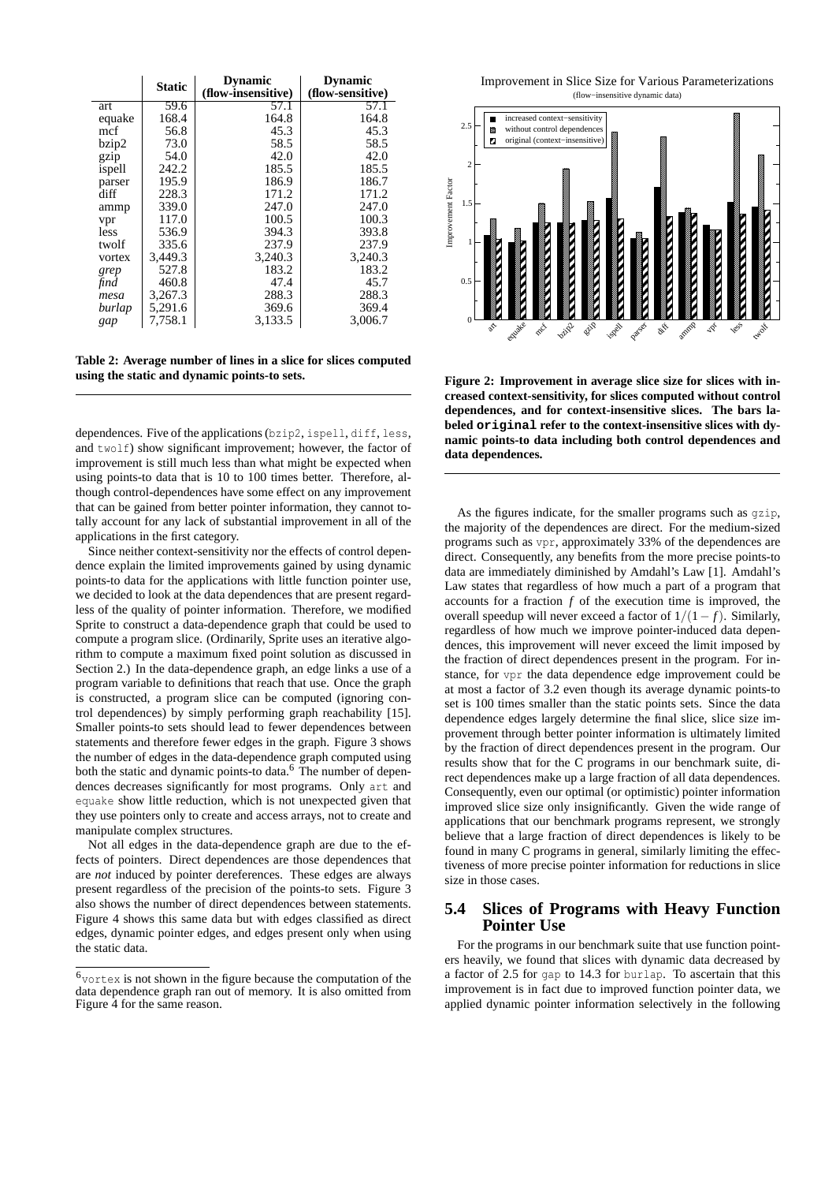|  | Static | Dynamic (flow-insensitive) | Dynamic (flow-sensitive) |
|---|---|---|---|
| art | 59.6 | 57.1 | 57.1 |
| equake | 168.4 | 164.8 | 164.8 |
| mcf | 56.8 | 45.3 | 45.3 |
| bzip2 | 73.0 | 58.5 | 58.5 |
| gzip | 54.0 | 42.0 | 42.0 |
| ispell | 242.2 | 185.5 | 185.5 |
| parser | 195.9 | 186.9 | 186.7 |
| diff | 228.3 | 171.2 | 171.2 |
| ammp | 339.0 | 247.0 | 247.0 |
| vpr | 117.0 | 100.5 | 100.3 |
| less | 536.9 | 394.3 | 393.8 |
| twolf | 335.6 | 237.9 | 237.9 |
| vortex | 3,449.3 | 3,240.3 | 3,240.3 |
| *grep* | 527.8 | 183.2 | 183.2 |
| *find* | 460.8 | 47.4 | 45.7 |
| *mesa* | 3,267.3 | 288.3 | 288.3 |
| *burlap* | 5,291.6 | 369.6 | 369.4 |
| *gap* | 7,758.1 | 3,133.5 | 3,006.7 |

**Table 2: Average number of lines in a slice for slices computed using the static and dynamic points-to sets.**

dependences. Five of the applications (bzip2, ispell, diff, less, and twolf) show significant improvement; however, the factor of improvement is still much less than what might be expected when using points-to data that is 10 to 100 times better. Therefore, although control-dependences have some effect on any improvement that can be gained from better pointer information, they cannot totally account for any lack of substantial improvement in all of the applications in the first category.

Since neither context-sensitivity nor the effects of control dependence explain the limited improvements gained by using dynamic points-to data for the applications with little function pointer use, we decided to look at the data dependences that are present regardless of the quality of pointer information. Therefore, we modified Sprite to construct a data-dependence graph that could be used to compute a program slice. (Ordinarily, Sprite uses an iterative algorithm to compute a maximum fixed point solution as discussed in Section 2.) In the data-dependence graph, an edge links a use of a program variable to definitions that reach that use. Once the graph is constructed, a program slice can be computed (ignoring control dependences) by simply performing graph reachability [15]. Smaller points-to sets should lead to fewer dependences between statements and therefore fewer edges in the graph. Figure 3 shows the number of edges in the data-dependence graph computed using both the static and dynamic points-to data.[6] The number of dependences decreases significantly for most programs. Only art and equake show little reduction, which is not unexpected given that they use pointers only to create and access arrays, not to create and manipulate complex structures.

Not all edges in the data-dependence graph are due to the effects of pointers. Direct dependences are those dependences that are *not* induced by pointer dereferences. These edges are always present regardless of the precision of the points-to sets. Figure 3 also shows the number of direct dependences between statements. Figure 4 shows this same data but with edges classified as direct edges, dynamic pointer edges, and edges present only when using the static data.

[6] vortex is not shown in the figure because the computation of the data dependence graph ran out of memory. It is also omitted from Figure 4 for the same reason.

**Figure 2: Improvement in average slice size for slices with increased context-sensitivity, for slices computed without control dependences, and for context-insensitive slices. The bars labeled original refer to the context-insensitive slices with dynamic points-to data including both control dependences and data dependences.**

As the figures indicate, for the smaller programs such as gzip, the majority of the dependences are direct. For the medium-sized programs such as vpr, approximately 33% of the dependences are direct. Consequently, any benefits from the more precise points-to data are immediately diminished by Amdahl's Law [1]. Amdahl's Law states that regardless of how much a part of a program that accounts for a fraction $f$ of the execution time is improved, the overall speedup will never exceed a factor of $1/(1-f)$. Similarly, regardless of how much we improve pointer-induced data dependences, this improvement will never exceed the limit imposed by the fraction of direct dependences present in the program. For instance, for vpr the data dependence edge improvement could be at most a factor of 3.2 even though its average dynamic points-to set is 100 times smaller than the static points sets. Since the data dependence edges largely determine the final slice, slice size improvement through better pointer information is ultimately limited by the fraction of direct dependences present in the program. Our results show that for the C programs in our benchmark suite, direct dependences make up a large fraction of all data dependences. Consequently, even our optimal (or optimistic) pointer information improved slice size only insignificantly. Given the wide range of applications that our benchmark programs represent, we strongly believe that a large fraction of direct dependences is likely to be found in many C programs in general, similarly limiting the effectiveness of more precise pointer information for reductions in slice size in those cases.

## 5.4 Slices of Programs with Heavy Function Pointer Use

For the programs in our benchmark suite that use function pointers heavily, we found that slices with dynamic data decreased by a factor of 2.5 for gap to 14.3 for burlap. To ascertain that this improvement is in fact due to improved function pointer data, we applied dynamic pointer information selectively in the following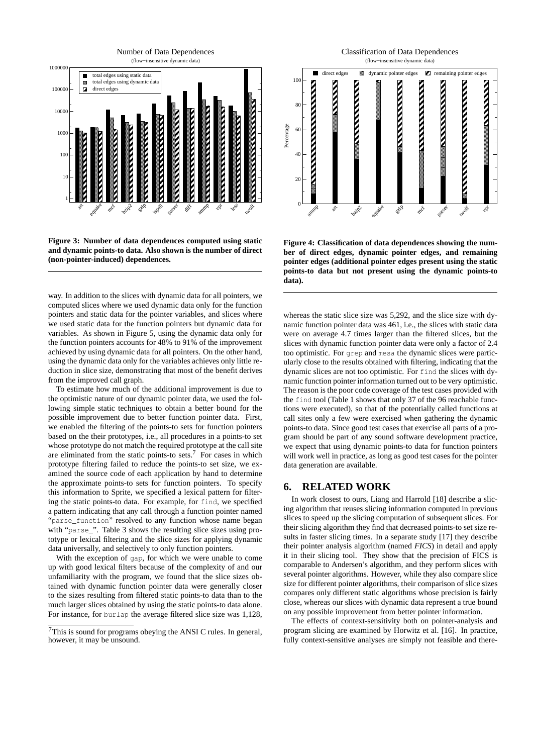Figure 3: Number of data dependences computed using static and dynamic points-to data. Also shown is the number of direct (non-pointer-induced) dependences.

Figure 4: Classification of data dependences showing the number of direct edges, dynamic pointer edges, and remaining pointer edges (additional pointer edges present using the static points-to data but not present using the dynamic points-to data).

way. In addition to the slices with dynamic data for all pointers, we computed slices where we used dynamic data only for the function pointers and static data for the pointer variables, and slices where we used static data for the function pointers but dynamic data for variables. As shown in Figure 5, using the dynamic data only for the function pointers accounts for 48% to 91% of the improvement achieved by using dynamic data for all pointers. On the other hand, using the dynamic data only for the variables achieves only little reduction in slice size, demonstrating that most of the benefit derives from the improved call graph.

To estimate how much of the additional improvement is due to the optimistic nature of our dynamic pointer data, we used the following simple static techniques to obtain a better bound for the possible improvement due to better function pointer data. First, we enabled the filtering of the points-to sets for function pointers based on the their prototypes, i.e., all procedures in a points-to set whose prototype do not match the required prototype at the call site are eliminated from the static points-to sets.[7] For cases in which prototype filtering failed to reduce the points-to set size, we examined the source code of each application by hand to determine the approximate points-to sets for function pointers. To specify this information to Sprite, we specified a lexical pattern for filtering the static points-to data. For example, for `find`, we specified a pattern indicating that any call through a function pointer named "`parse_function`" resolved to any function whose name began with "`parse_`". Table 3 shows the resulting slice sizes using prototype or lexical filtering and the slice sizes for applying dynamic data universally, and selectively to only function pointers.

With the exception of `gap`, for which we were unable to come up with good lexical filters because of the complexity of and our unfamiliarity with the program, we found that the slice sizes obtained with dynamic function pointer data were generally closer to the sizes resulting from filtered static points-to data than to the much larger slices obtained by using the static points-to data alone. For instance, for `burlap` the average filtered slice size was 1,128, whereas the static slice size was 5,292, and the slice size with dynamic function pointer data was 461, i.e., the slices with static data were on average 4.7 times larger than the filtered slices, but the slices with dynamic function pointer data were only a factor of 2.4 too optimistic. For `grep` and `mesa` the dynamic slices were particularly close to the results obtained with filtering, indicating that the dynamic slices are not too optimistic. For `find` the slices with dynamic function pointer information turned out to be very optimistic. The reason is the poor code coverage of the test cases provided with the `find` tool (Table 1 shows that only 37 of the 96 reachable functions were executed), so that of the potentially called functions at call sites only a few were exercised when gathering the dynamic points-to data. Since good test cases that exercise all parts of a program should be part of any sound software development practice, we expect that using dynamic points-to data for function pointers will work well in practice, as long as good test cases for the pointer data generation are available.

[7]This is sound for programs obeying the ANSI C rules. In general, however, it may be unsound.

# 6. RELATED WORK

In work closest to ours, Liang and Harrold [18] describe a slicing algorithm that reuses slicing information computed in previous slices to speed up the slicing computation of subsequent slices. For their slicing algorithm they find that decreased points-to set size results in faster slicing times. In a separate study [17] they describe their pointer analysis algorithm (named *FICS*) in detail and apply it in their slicing tool. They show that the precision of FICS is comparable to Andersen's algorithm, and they perform slices with several pointer algorithms. However, while they also compare slice size for different pointer algorithms, their comparison of slice sizes compares only different static algorithms whose precision is fairly close, whereas our slices with dynamic data represent a true bound on any possible improvement from better pointer information.

The effects of context-sensitivity both on pointer-analysis and program slicing are examined by Horwitz et al. [16]. In practice, fully context-sensitive analyses are simply not feasible and there-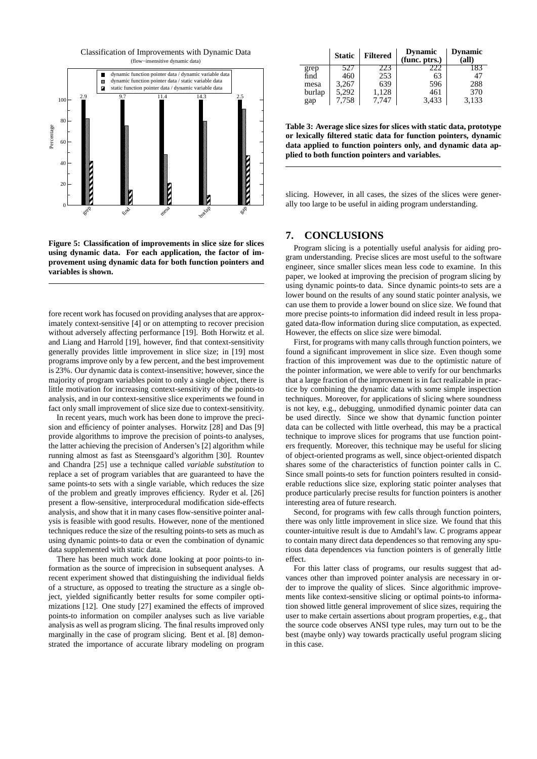Classification of Improvements with Dynamic Data

(flow−insensitive dynamic data)

Figure 5: Classification of improvements in slice size for slices using dynamic data. For each application, the factor of improvement using dynamic data for both function pointers and variables is shown.

fore recent work has focused on providing analyses that are approximately context-sensitive [4] or on attempting to recover precision without adversely affecting performance [19]. Both Horwitz et al. and Liang and Harrold [19], however, find that context-sensitivity generally provides little improvement in slice size; in [19] most programs improve only by a few percent, and the best improvement is 23%. Our dynamic data is context-insensitive; however, since the majority of program variables point to only a single object, there is little motivation for increasing context-sensitivity of the points-to analysis, and in our context-sensitive slice experiments we found in fact only small improvement of slice size due to context-sensitivity.

In recent years, much work has been done to improve the precision and efficiency of pointer analyses. Horwitz [28] and Das [9] provide algorithms to improve the precision of points-to analyses, the latter achieving the precision of Andersen's [2] algorithm while running almost as fast as Steensgaard's algorithm [30]. Rountev and Chandra [25] use a technique called *variable substitution* to replace a set of program variables that are guaranteed to have the same points-to sets with a single variable, which reduces the size of the problem and greatly improves efficiency. Ryder et al. [26] present a flow-sensitive, interprocedural modification side-effects analysis, and show that it in many cases flow-sensitive pointer analysis is feasible with good results. However, none of the mentioned techniques reduce the size of the resulting points-to sets as much as using dynamic points-to data or even the combination of dynamic data supplemented with static data.

There has been much work done looking at poor points-to information as the source of imprecision in subsequent analyses. A recent experiment showed that distinguishing the individual fields of a structure, as opposed to treating the structure as a single object, yielded significantly better results for some compiler optimizations [12]. One study [27] examined the effects of improved points-to information on compiler analyses such as live variable analysis as well as program slicing. The final results improved only marginally in the case of program slicing. Bent et al. [8] demonstrated the importance of accurate library modeling on program

| | Static | Filtered | Dynamic (func. ptrs.) | Dynamic (all) |
|---|---|---|---|---|
| grep | 527 | 223 | 222 | 183 |
| find | 460 | 253 | 63 | 47 |
| mesa | 3,267 | 639 | 596 | 288 |
| burlap | 5,292 | 1,128 | 461 | 370 |
| gap | 7,758 | 7,747 | 3,433 | 3,133 |

Table 3: Average slice sizes for slices with static data, prototype or lexically filtered static data for function pointers, dynamic data applied to function pointers only, and dynamic data applied to both function pointers and variables.

slicing. However, in all cases, the sizes of the slices were generally too large to be useful in aiding program understanding.

## 7. CONCLUSIONS

Program slicing is a potentially useful analysis for aiding program understanding. Precise slices are most useful to the software engineer, since smaller slices mean less code to examine. In this paper, we looked at improving the precision of program slicing by using dynamic points-to data. Since dynamic points-to sets are a lower bound on the results of any sound static pointer analysis, we can use them to provide a lower bound on slice size. We found that more precise points-to information did indeed result in less propagated data-flow information during slice computation, as expected. However, the effects on slice size were bimodal.

First, for programs with many calls through function pointers, we found a significant improvement in slice size. Even though some fraction of this improvement was due to the optimistic nature of the pointer information, we were able to verify for our benchmarks that a large fraction of the improvement is in fact realizable in practice by combining the dynamic data with some simple inspection techniques. Moreover, for applications of slicing where soundness is not key, e.g., debugging, unmodified dynamic pointer data can be used directly. Since we show that dynamic function pointer data can be collected with little overhead, this may be a practical technique to improve slices for programs that use function pointers frequently. Moreover, this technique may be useful for slicing of object-oriented programs as well, since object-oriented dispatch shares some of the characteristics of function pointer calls in C. Since small points-to sets for function pointers resulted in considerable reductions slice size, exploring static pointer analyses that produce particularly precise results for function pointers is another interesting area of future research.

Second, for programs with few calls through function pointers, there was only little improvement in slice size. We found that this counter-intuitive result is due to Amdahl's law. C programs appear to contain many direct data dependences so that removing any spurious data dependences via function pointers is of generally little effect.

For this latter class of programs, our results suggest that advances other than improved pointer analysis are necessary in order to improve the quality of slices. Since algorithmic improvements like context-sensitive slicing or optimal points-to information showed little general improvement of slice sizes, requiring the user to make certain assertions about program properties, e.g., that the source code observes ANSI type rules, may turn out to be the best (maybe only) way towards practically useful program slicing in this case.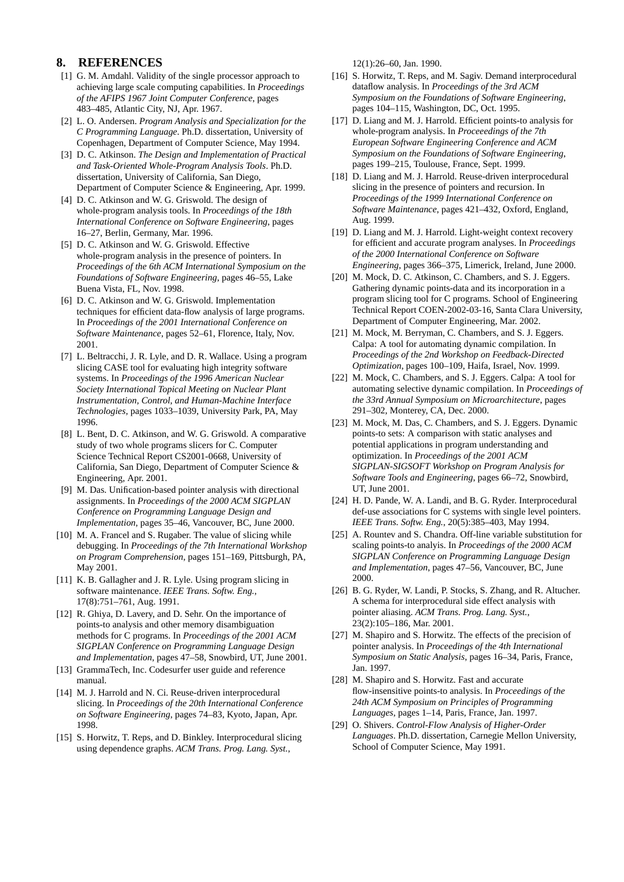## 8. REFERENCES

[1] G. M. Amdahl. Validity of the single processor approach to achieving large scale computing capabilities. In *Proceedings of the AFIPS 1967 Joint Computer Conference*, pages 483–485, Atlantic City, NJ, Apr. 1967.

[2] L. O. Andersen. *Program Analysis and Specialization for the C Programming Language*. Ph.D. dissertation, University of Copenhagen, Department of Computer Science, May 1994.

[3] D. C. Atkinson. *The Design and Implementation of Practical and Task-Oriented Whole-Program Analysis Tools*. Ph.D. dissertation, University of California, San Diego, Department of Computer Science & Engineering, Apr. 1999.

[4] D. C. Atkinson and W. G. Griswold. The design of whole-program analysis tools. In *Proceedings of the 18th International Conference on Software Engineering*, pages 16–27, Berlin, Germany, Mar. 1996.

[5] D. C. Atkinson and W. G. Griswold. Effective whole-program analysis in the presence of pointers. In *Proceedings of the 6th ACM International Symposium on the Foundations of Software Engineering*, pages 46–55, Lake Buena Vista, FL, Nov. 1998.

[6] D. C. Atkinson and W. G. Griswold. Implementation techniques for efficient data-flow analysis of large programs. In *Proceedings of the 2001 International Conference on Software Maintenance*, pages 52–61, Florence, Italy, Nov. 2001.

[7] L. Beltracchi, J. R. Lyle, and D. R. Wallace. Using a program slicing CASE tool for evaluating high integrity software systems. In *Proceedings of the 1996 American Nuclear Society International Topical Meeting on Nuclear Plant Instrumentation, Control, and Human-Machine Interface Technologies*, pages 1033–1039, University Park, PA, May 1996.

[8] L. Bent, D. C. Atkinson, and W. G. Griswold. A comparative study of two whole programs slicers for C. Computer Science Technical Report CS2001-0668, University of California, San Diego, Department of Computer Science & Engineering, Apr. 2001.

[9] M. Das. Unification-based pointer analysis with directional assignments. In *Proceedings of the 2000 ACM SIGPLAN Conference on Programming Language Design and Implementation*, pages 35–46, Vancouver, BC, June 2000.

[10] M. A. Francel and S. Rugaber. The value of slicing while debugging. In *Proceedings of the 7th International Workshop on Program Comprehension*, pages 151–169, Pittsburgh, PA, May 2001.

[11] K. B. Gallagher and J. R. Lyle. Using program slicing in software maintenance. *IEEE Trans. Softw. Eng.*, 17(8):751–761, Aug. 1991.

[12] R. Ghiya, D. Lavery, and D. Sehr. On the importance of points-to analysis and other memory disambiguation methods for C programs. In *Proceedings of the 2001 ACM SIGPLAN Conference on Programming Language Design and Implementation*, pages 47–58, Snowbird, UT, June 2001.

[13] GrammaTech, Inc. Codesurfer user guide and reference manual.

[14] M. J. Harrold and N. Ci. Reuse-driven interprocedural slicing. In *Proceedings of the 20th International Conference on Software Engineering*, pages 74–83, Kyoto, Japan, Apr. 1998.

[15] S. Horwitz, T. Reps, and D. Binkley. Interprocedural slicing using dependence graphs. *ACM Trans. Prog. Lang. Syst.*, 12(1):26–60, Jan. 1990.

[16] S. Horwitz, T. Reps, and M. Sagiv. Demand interprocedural dataflow analysis. In *Proceedings of the 3rd ACM Symposium on the Foundations of Software Engineering*, pages 104–115, Washington, DC, Oct. 1995.

[17] D. Liang and M. J. Harrold. Efficient points-to analysis for whole-program analysis. In *Proceeedings of the 7th European Software Engineering Conference and ACM Symposium on the Foundations of Software Engineering*, pages 199–215, Toulouse, France, Sept. 1999.

[18] D. Liang and M. J. Harrold. Reuse-driven interprocedural slicing in the presence of pointers and recursion. In *Proceedings of the 1999 International Conference on Software Maintenance*, pages 421–432, Oxford, England, Aug. 1999.

[19] D. Liang and M. J. Harrold. Light-weight context recovery for efficient and accurate program analyses. In *Proceedings of the 2000 International Conference on Software Engineering*, pages 366–375, Limerick, Ireland, June 2000.

[20] M. Mock, D. C. Atkinson, C. Chambers, and S. J. Eggers. Gathering dynamic points-data and its incorporation in a program slicing tool for C programs. School of Engineering Technical Report COEN-2002-03-16, Santa Clara University, Department of Computer Engineering, Mar. 2002.

[21] M. Mock, M. Berryman, C. Chambers, and S. J. Eggers. Calpa: A tool for automating dynamic compilation. In *Proceedings of the 2nd Workshop on Feedback-Directed Optimization*, pages 100–109, Haifa, Israel, Nov. 1999.

[22] M. Mock, C. Chambers, and S. J. Eggers. Calpa: A tool for automating selective dynamic compilation. In *Proceedings of the 33rd Annual Symposium on Microarchitecture*, pages 291–302, Monterey, CA, Dec. 2000.

[23] M. Mock, M. Das, C. Chambers, and S. J. Eggers. Dynamic points-to sets: A comparison with static analyses and potential applications in program understanding and optimization. In *Proceedings of the 2001 ACM SIGPLAN-SIGSOFT Workshop on Program Analysis for Software Tools and Engineering*, pages 66–72, Snowbird, UT, June 2001.

[24] H. D. Pande, W. A. Landi, and B. G. Ryder. Interprocedural def-use associations for C systems with single level pointers. *IEEE Trans. Softw. Eng.*, 20(5):385–403, May 1994.

[25] A. Rountev and S. Chandra. Off-line variable substitution for scaling points-to analyis. In *Proceedings of the 2000 ACM SIGPLAN Conference on Programming Language Design and Implementation*, pages 47–56, Vancouver, BC, June 2000.

[26] B. G. Ryder, W. Landi, P. Stocks, S. Zhang, and R. Altucher. A schema for interprocedural side effect analysis with pointer aliasing. *ACM Trans. Prog. Lang. Syst.*, 23(2):105–186, Mar. 2001.

[27] M. Shapiro and S. Horwitz. The effects of the precision of pointer analysis. In *Proceedings of the 4th International Symposium on Static Analysis*, pages 16–34, Paris, France, Jan. 1997.

[28] M. Shapiro and S. Horwitz. Fast and accurate flow-insensitive points-to analysis. In *Proceedings of the 24th ACM Symposium on Principles of Programming Languages*, pages 1–14, Paris, France, Jan. 1997.

[29] O. Shivers. *Control-Flow Analysis of Higher-Order Languages*. Ph.D. dissertation, Carnegie Mellon University, School of Computer Science, May 1991.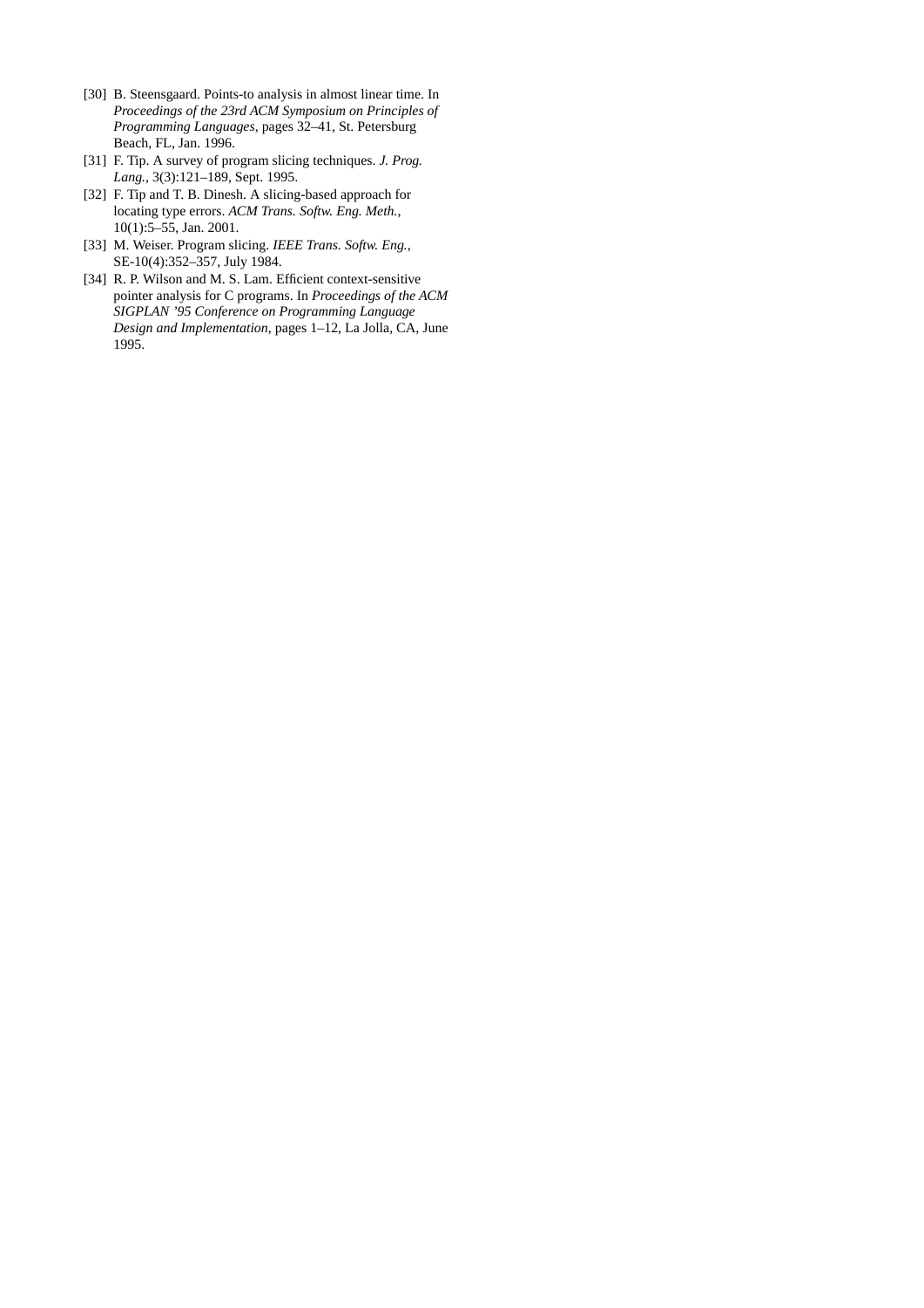[30] B. Steensgaard. Points-to analysis in almost linear time. In *Proceedings of the 23rd ACM Symposium on Principles of Programming Languages*, pages 32–41, St. Petersburg Beach, FL, Jan. 1996.

[31] F. Tip. A survey of program slicing techniques. *J. Prog. Lang.*, 3(3):121–189, Sept. 1995.

[32] F. Tip and T. B. Dinesh. A slicing-based approach for locating type errors. *ACM Trans. Softw. Eng. Meth.*, 10(1):5–55, Jan. 2001.

[33] M. Weiser. Program slicing. *IEEE Trans. Softw. Eng.*, SE-10(4):352–357, July 1984.

[34] R. P. Wilson and M. S. Lam. Efficient context-sensitive pointer analysis for C programs. In *Proceedings of the ACM SIGPLAN '95 Conference on Programming Language Design and Implementation*, pages 1–12, La Jolla, CA, June 1995.